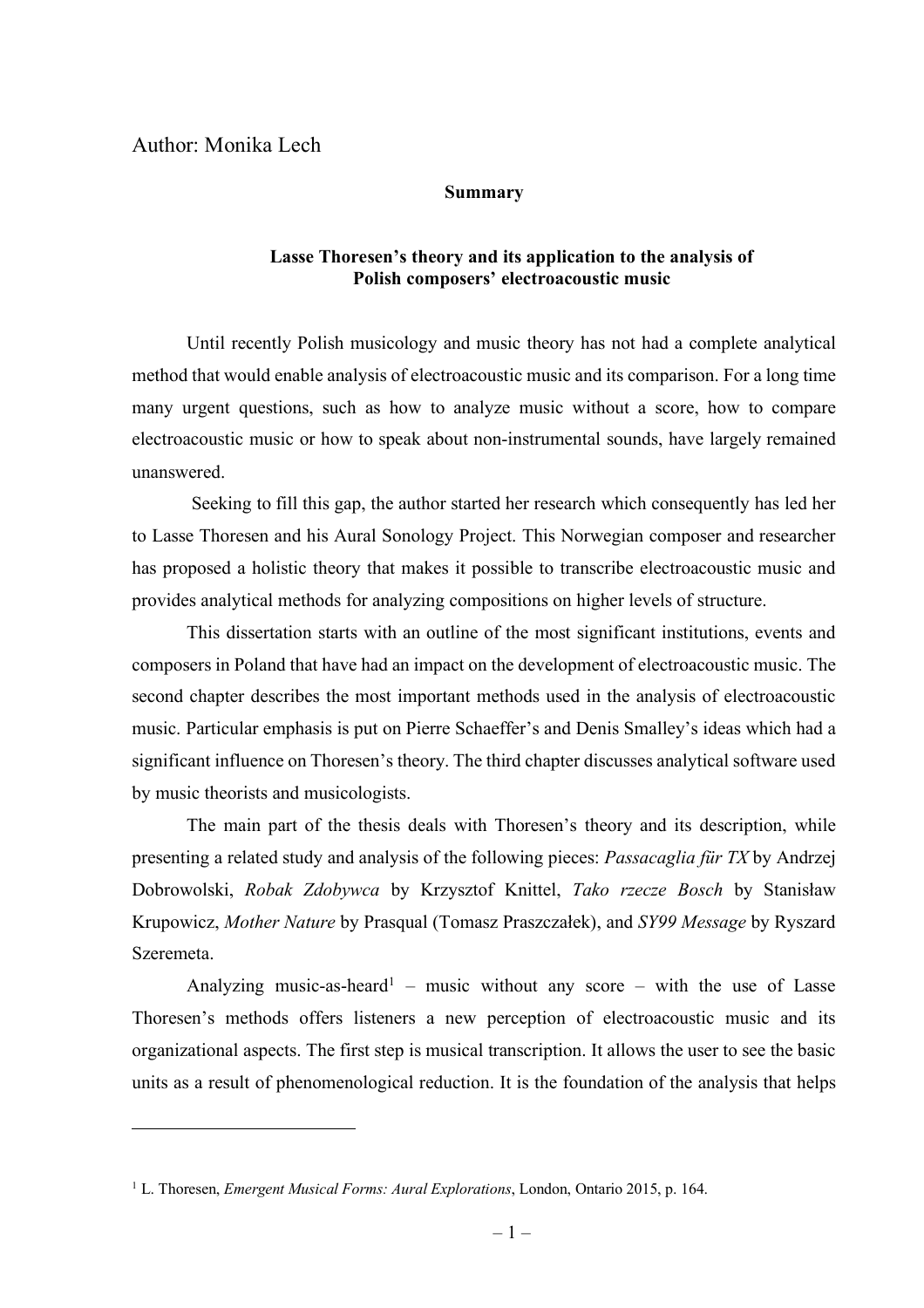Author: Monika Lech

**Summary**

**Lasse Thoresen's theory and its application to the analysis of Polish composers' electroacoustic music**

Until recently Polish musicology and music theory has not had a complete analytical method that would enable analysis of electroacoustic music and its comparison. For a long time many urgent questions, such as how to analyze music without a score, how to compare electroacoustic music or how to speak about non-instrumental sounds, have largely remained unanswered.

Seeking to fill this gap, the author started her research which consequently has led her to Lasse Thoresen and his Aural Sonology Project. This Norwegian composer and researcher has proposed a holistic theory that makes it possible to transcribe electroacoustic music and provides analytical methods for analyzing compositions on higher levels of structure.

This dissertation starts with an outline of the most significant institutions, events and composers in Poland that have had an impact on the development of electroacoustic music. The second chapter describes the most important methods used in the analysis of electroacoustic music. Particular emphasis is put on Pierre Schaeffer's and Denis Smalley's ideas which had a significant influence on Thoresen's theory. The third chapter discusses analytical software used by music theorists and musicologists.

The main part of the thesis deals with Thoresen's theory and its description, while presenting a related study and analysis of the following pieces: *Passacaglia für TX* by Andrzej Dobrowolski, *Robak Zdobywca* by Krzysztof Knittel, *Tako rzecze Bosch* by Stanisław Krupowicz, *Mother Nature* by Prasqual (Tomasz Praszczałek), and *SY99 Message* by Ryszard Szeremeta.

Analyzing music-as-heard[1] – music without any score – with the use of Lasse Thoresen's methods offers listeners a new perception of electroacoustic music and its organizational aspects. The first step is musical transcription. It allows the user to see the basic units as a result of phenomenological reduction. It is the foundation of the analysis that helps

[1] L. Thoresen, *Emergent Musical Forms: Aural Explorations*, London, Ontario 2015, p. 164.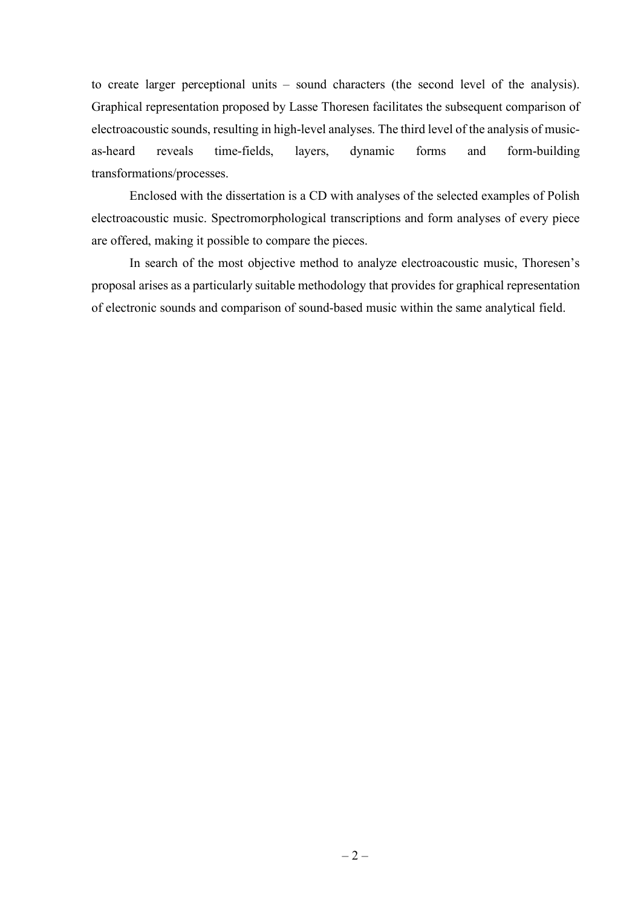to create larger perceptional units – sound characters (the second level of the analysis). Graphical representation proposed by Lasse Thoresen facilitates the subsequent comparison of electroacoustic sounds, resulting in high-level analyses. The third level of the analysis of music-as-heard reveals time-fields, layers, dynamic forms and form-building transformations/processes.

Enclosed with the dissertation is a CD with analyses of the selected examples of Polish electroacoustic music. Spectromorphological transcriptions and form analyses of every piece are offered, making it possible to compare the pieces.

In search of the most objective method to analyze electroacoustic music, Thoresen's proposal arises as a particularly suitable methodology that provides for graphical representation of electronic sounds and comparison of sound-based music within the same analytical field.